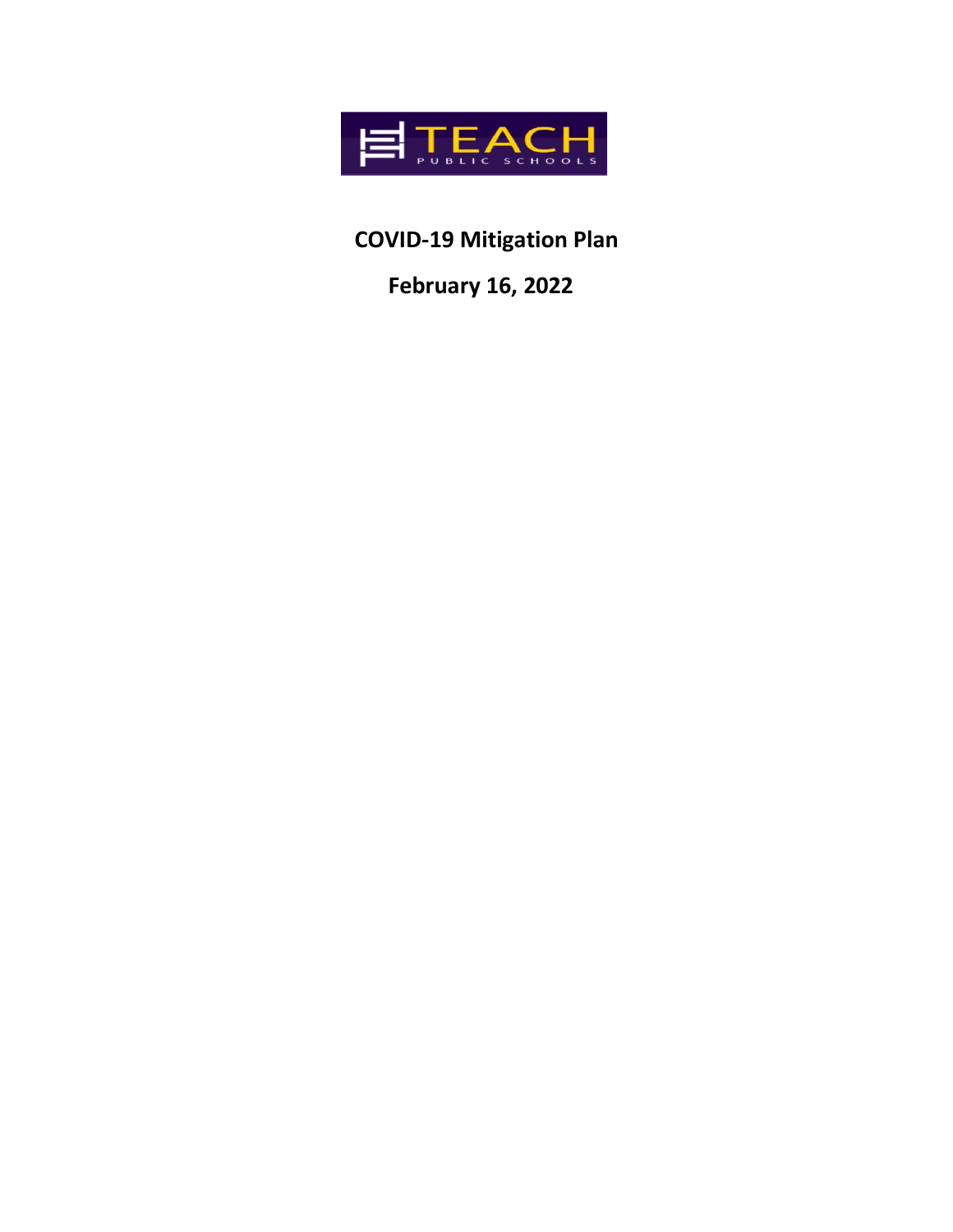TEACH

PUBLIC SCHOOLS

# COVID-19 Mitigation Plan

## February 16, 2022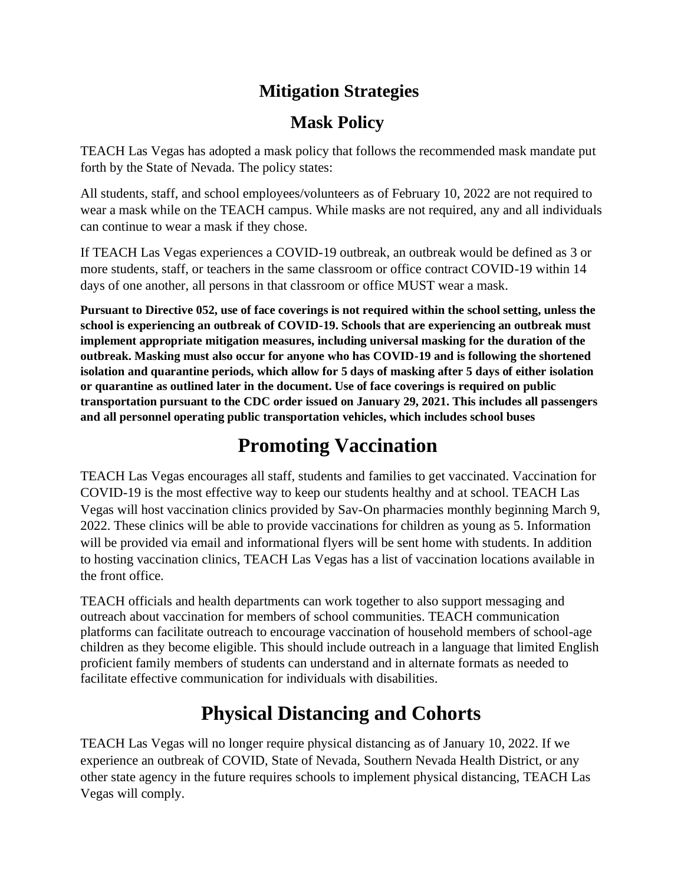# Mitigation Strategies

## Mask Policy

TEACH Las Vegas has adopted a mask policy that follows the recommended mask mandate put forth by the State of Nevada. The policy states:

All students, staff, and school employees/volunteers as of February 10, 2022 are not required to wear a mask while on the TEACH campus. While masks are not required, any and all individuals can continue to wear a mask if they chose.

If TEACH Las Vegas experiences a COVID-19 outbreak, an outbreak would be defined as 3 or more students, staff, or teachers in the same classroom or office contract COVID-19 within 14 days of one another, all persons in that classroom or office MUST wear a mask.

**Pursuant to Directive 052, use of face coverings is not required within the school setting, unless the school is experiencing an outbreak of COVID-19. Schools that are experiencing an outbreak must implement appropriate mitigation measures, including universal masking for the duration of the outbreak. Masking must also occur for anyone who has COVID-19 and is following the shortened isolation and quarantine periods, which allow for 5 days of masking after 5 days of either isolation or quarantine as outlined later in the document. Use of face coverings is required on public transportation pursuant to the CDC order issued on January 29, 2021. This includes all passengers and all personnel operating public transportation vehicles, which includes school buses**

# Promoting Vaccination

TEACH Las Vegas encourages all staff, students and families to get vaccinated. Vaccination for COVID-19 is the most effective way to keep our students healthy and at school. TEACH Las Vegas will host vaccination clinics provided by Sav-On pharmacies monthly beginning March 9, 2022. These clinics will be able to provide vaccinations for children as young as 5. Information will be provided via email and informational flyers will be sent home with students. In addition to hosting vaccination clinics, TEACH Las Vegas has a list of vaccination locations available in the front office.

TEACH officials and health departments can work together to also support messaging and outreach about vaccination for members of school communities. TEACH communication platforms can facilitate outreach to encourage vaccination of household members of school-age children as they become eligible. This should include outreach in a language that limited English proficient family members of students can understand and in alternate formats as needed to facilitate effective communication for individuals with disabilities.

# Physical Distancing and Cohorts

TEACH Las Vegas will no longer require physical distancing as of January 10, 2022. If we experience an outbreak of COVID, State of Nevada, Southern Nevada Health District, or any other state agency in the future requires schools to implement physical distancing, TEACH Las Vegas will comply.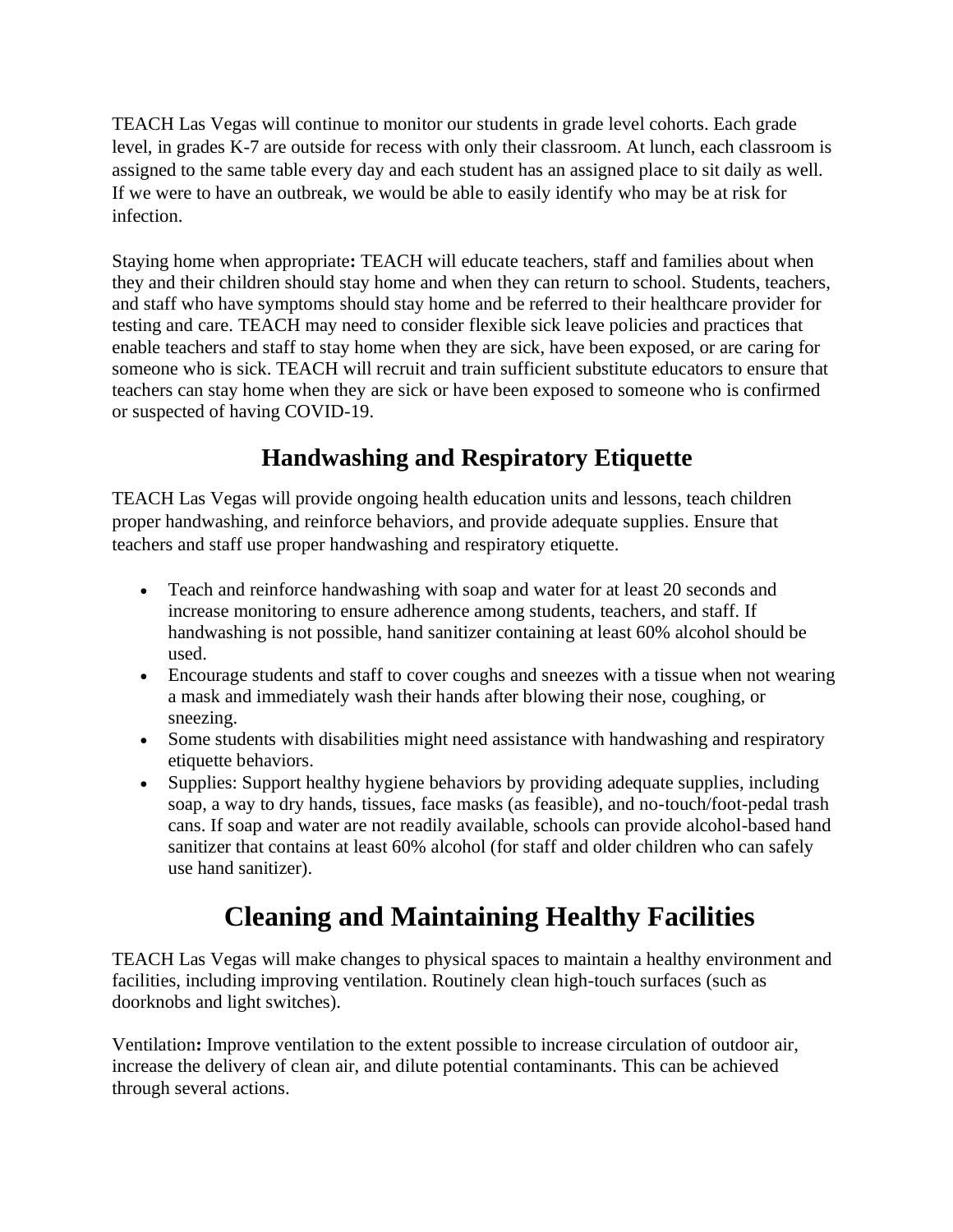TEACH Las Vegas will continue to monitor our students in grade level cohorts. Each grade level, in grades K-7 are outside for recess with only their classroom. At lunch, each classroom is assigned to the same table every day and each student has an assigned place to sit daily as well. If we were to have an outbreak, we would be able to easily identify who may be at risk for infection.

Staying home when appropriate**:** TEACH will educate teachers, staff and families about when they and their children should stay home and when they can return to school. Students, teachers, and staff who have symptoms should stay home and be referred to their healthcare provider for testing and care. TEACH may need to consider flexible sick leave policies and practices that enable teachers and staff to stay home when they are sick, have been exposed, or are caring for someone who is sick. TEACH will recruit and train sufficient substitute educators to ensure that teachers can stay home when they are sick or have been exposed to someone who is confirmed or suspected of having COVID-19.

## Handwashing and Respiratory Etiquette

TEACH Las Vegas will provide ongoing health education units and lessons, teach children proper handwashing, and reinforce behaviors, and provide adequate supplies. Ensure that teachers and staff use proper handwashing and respiratory etiquette.

- Teach and reinforce handwashing with soap and water for at least 20 seconds and increase monitoring to ensure adherence among students, teachers, and staff. If handwashing is not possible, hand sanitizer containing at least 60% alcohol should be used.
- Encourage students and staff to cover coughs and sneezes with a tissue when not wearing a mask and immediately wash their hands after blowing their nose, coughing, or sneezing.
- Some students with disabilities might need assistance with handwashing and respiratory etiquette behaviors.
- Supplies: Support healthy hygiene behaviors by providing adequate supplies, including soap, a way to dry hands, tissues, face masks (as feasible), and no-touch/foot-pedal trash cans. If soap and water are not readily available, schools can provide alcohol-based hand sanitizer that contains at least 60% alcohol (for staff and older children who can safely use hand sanitizer).

# Cleaning and Maintaining Healthy Facilities

TEACH Las Vegas will make changes to physical spaces to maintain a healthy environment and facilities, including improving ventilation. Routinely clean high-touch surfaces (such as doorknobs and light switches).

Ventilation**:** Improve ventilation to the extent possible to increase circulation of outdoor air, increase the delivery of clean air, and dilute potential contaminants. This can be achieved through several actions.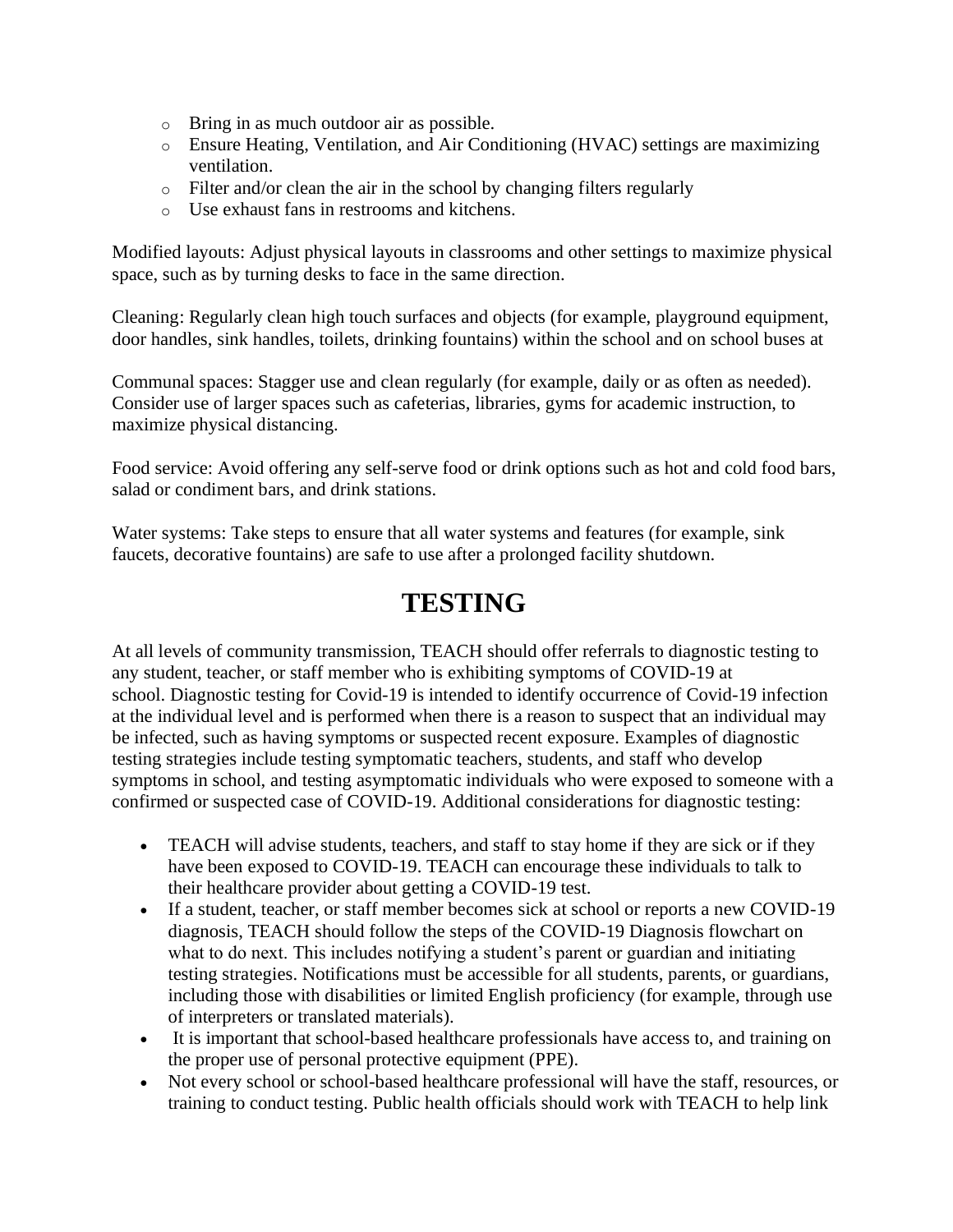- Bring in as much outdoor air as possible.
- Ensure Heating, Ventilation, and Air Conditioning (HVAC) settings are maximizing ventilation.
- Filter and/or clean the air in the school by changing filters regularly
- Use exhaust fans in restrooms and kitchens.

Modified layouts: Adjust physical layouts in classrooms and other settings to maximize physical space, such as by turning desks to face in the same direction.

Cleaning: Regularly clean high touch surfaces and objects (for example, playground equipment, door handles, sink handles, toilets, drinking fountains) within the school and on school buses at

Communal spaces: Stagger use and clean regularly (for example, daily or as often as needed). Consider use of larger spaces such as cafeterias, libraries, gyms for academic instruction, to maximize physical distancing.

Food service: Avoid offering any self-serve food or drink options such as hot and cold food bars, salad or condiment bars, and drink stations.

Water systems: Take steps to ensure that all water systems and features (for example, sink faucets, decorative fountains) are safe to use after a prolonged facility shutdown.

# TESTING

At all levels of community transmission, TEACH should offer referrals to diagnostic testing to any student, teacher, or staff member who is exhibiting symptoms of COVID-19 at school. Diagnostic testing for Covid-19 is intended to identify occurrence of Covid-19 infection at the individual level and is performed when there is a reason to suspect that an individual may be infected, such as having symptoms or suspected recent exposure. Examples of diagnostic testing strategies include testing symptomatic teachers, students, and staff who develop symptoms in school, and testing asymptomatic individuals who were exposed to someone with a confirmed or suspected case of COVID-19. Additional considerations for diagnostic testing:

- TEACH will advise students, teachers, and staff to stay home if they are sick or if they have been exposed to COVID-19. TEACH can encourage these individuals to talk to their healthcare provider about getting a COVID-19 test.
- If a student, teacher, or staff member becomes sick at school or reports a new COVID-19 diagnosis, TEACH should follow the steps of the COVID-19 Diagnosis flowchart on what to do next. This includes notifying a student's parent or guardian and initiating testing strategies. Notifications must be accessible for all students, parents, or guardians, including those with disabilities or limited English proficiency (for example, through use of interpreters or translated materials).
- It is important that school-based healthcare professionals have access to, and training on the proper use of personal protective equipment (PPE).
- Not every school or school-based healthcare professional will have the staff, resources, or training to conduct testing. Public health officials should work with TEACH to help link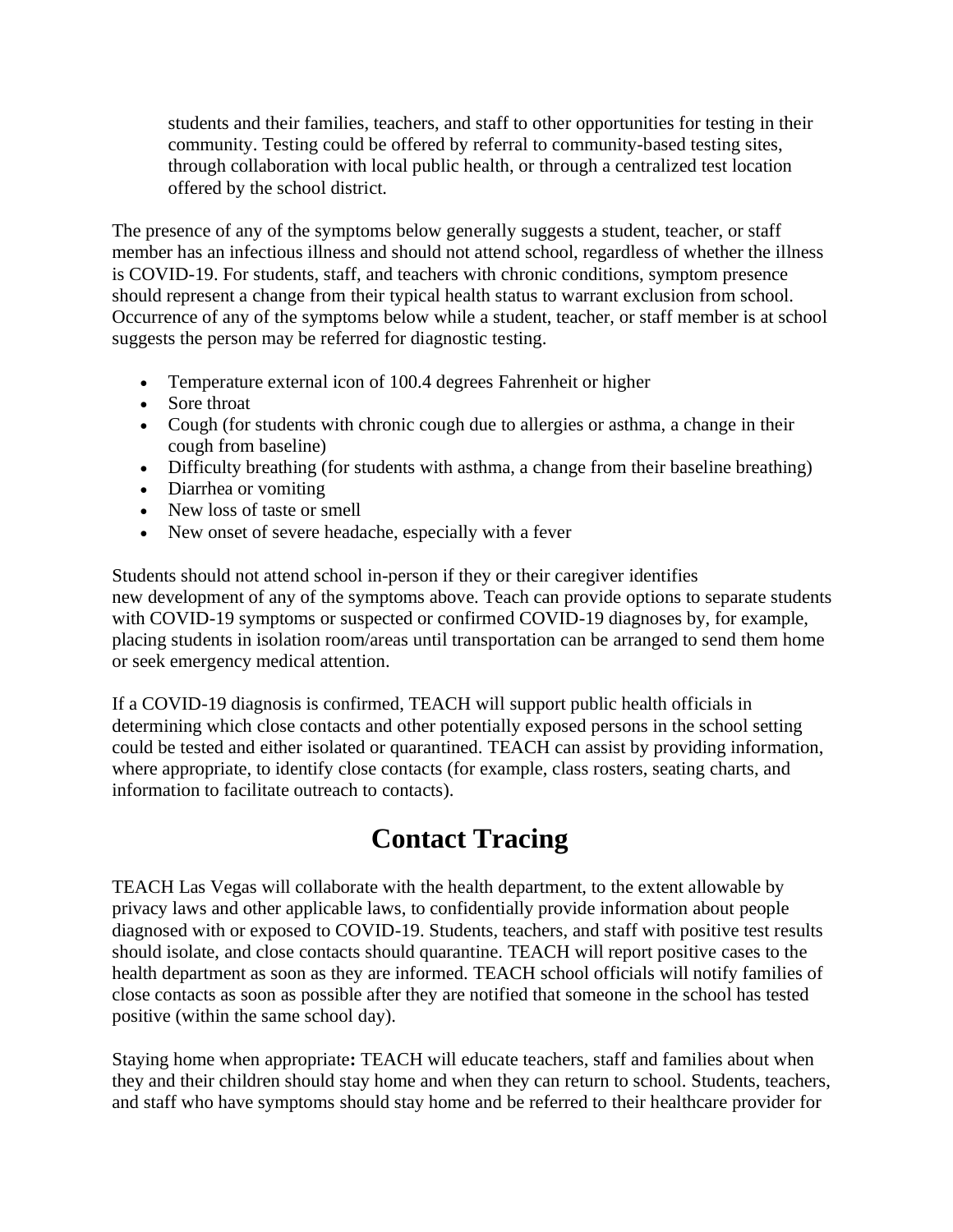students and their families, teachers, and staff to other opportunities for testing in their community. Testing could be offered by referral to community-based testing sites, through collaboration with local public health, or through a centralized test location offered by the school district.

The presence of any of the symptoms below generally suggests a student, teacher, or staff member has an infectious illness and should not attend school, regardless of whether the illness is COVID-19. For students, staff, and teachers with chronic conditions, symptom presence should represent a change from their typical health status to warrant exclusion from school. Occurrence of any of the symptoms below while a student, teacher, or staff member is at school suggests the person may be referred for diagnostic testing.

- Temperature external icon of 100.4 degrees Fahrenheit or higher
- Sore throat
- Cough (for students with chronic cough due to allergies or asthma, a change in their cough from baseline)
- Difficulty breathing (for students with asthma, a change from their baseline breathing)
- Diarrhea or vomiting
- New loss of taste or smell
- New onset of severe headache, especially with a fever

Students should not attend school in-person if they or their caregiver identifies new development of any of the symptoms above. Teach can provide options to separate students with COVID-19 symptoms or suspected or confirmed COVID-19 diagnoses by, for example, placing students in isolation room/areas until transportation can be arranged to send them home or seek emergency medical attention.

If a COVID-19 diagnosis is confirmed, TEACH will support public health officials in determining which close contacts and other potentially exposed persons in the school setting could be tested and either isolated or quarantined. TEACH can assist by providing information, where appropriate, to identify close contacts (for example, class rosters, seating charts, and information to facilitate outreach to contacts).

# Contact Tracing

TEACH Las Vegas will collaborate with the health department, to the extent allowable by privacy laws and other applicable laws, to confidentially provide information about people diagnosed with or exposed to COVID-19. Students, teachers, and staff with positive test results should isolate, and close contacts should quarantine. TEACH will report positive cases to the health department as soon as they are informed. TEACH school officials will notify families of close contacts as soon as possible after they are notified that someone in the school has tested positive (within the same school day).

Staying home when appropriate**:** TEACH will educate teachers, staff and families about when they and their children should stay home and when they can return to school. Students, teachers, and staff who have symptoms should stay home and be referred to their healthcare provider for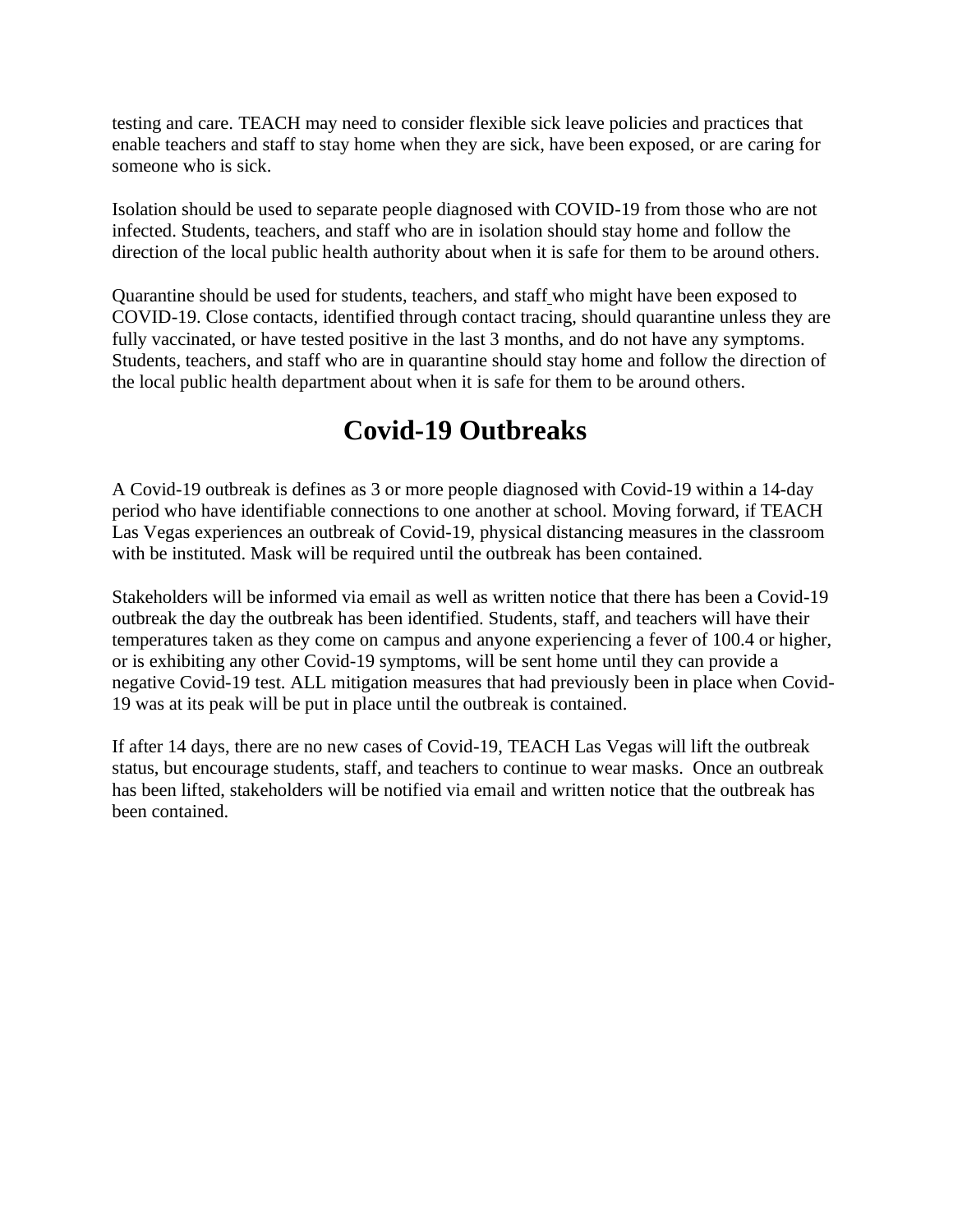testing and care. TEACH may need to consider flexible sick leave policies and practices that enable teachers and staff to stay home when they are sick, have been exposed, or are caring for someone who is sick.

Isolation should be used to separate people diagnosed with COVID-19 from those who are not infected. Students, teachers, and staff who are in isolation should stay home and follow the direction of the local public health authority about when it is safe for them to be around others.

Quarantine should be used for students, teachers, and staff who might have been exposed to COVID-19. Close contacts, identified through contact tracing, should quarantine unless they are fully vaccinated, or have tested positive in the last 3 months, and do not have any symptoms. Students, teachers, and staff who are in quarantine should stay home and follow the direction of the local public health department about when it is safe for them to be around others.

# Covid-19 Outbreaks

A Covid-19 outbreak is defines as 3 or more people diagnosed with Covid-19 within a 14-day period who have identifiable connections to one another at school. Moving forward, if TEACH Las Vegas experiences an outbreak of Covid-19, physical distancing measures in the classroom with be instituted. Mask will be required until the outbreak has been contained.

Stakeholders will be informed via email as well as written notice that there has been a Covid-19 outbreak the day the outbreak has been identified. Students, staff, and teachers will have their temperatures taken as they come on campus and anyone experiencing a fever of 100.4 or higher, or is exhibiting any other Covid-19 symptoms, will be sent home until they can provide a negative Covid-19 test. ALL mitigation measures that had previously been in place when Covid-19 was at its peak will be put in place until the outbreak is contained.

If after 14 days, there are no new cases of Covid-19, TEACH Las Vegas will lift the outbreak status, but encourage students, staff, and teachers to continue to wear masks. Once an outbreak has been lifted, stakeholders will be notified via email and written notice that the outbreak has been contained.